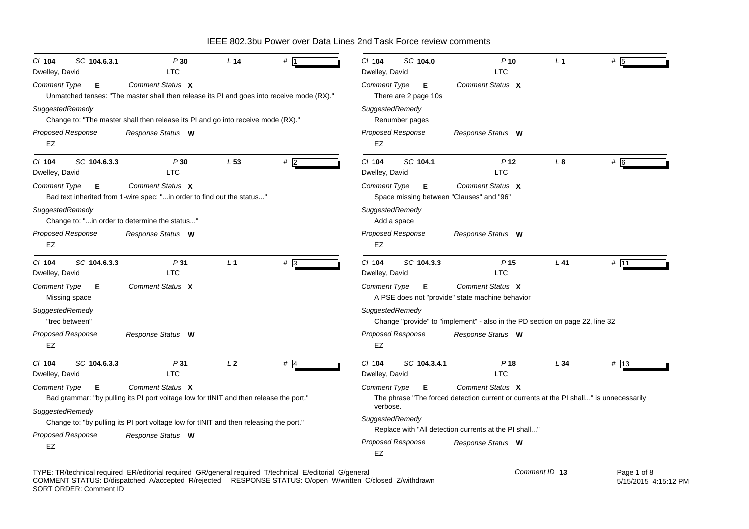# IEEE 802.3bu Power over Data Lines 2nd Task Force review comments

---

**Cl** 104 **SC** 104.6.3.1 **P** 30 **L** 14 **#** 1

Dwelley, David — LTC

*Comment Type* **E** *Comment Status* **X**

Unmatched tenses: "The master shall then release its PI and goes into receive mode (RX)."

*SuggestedRemedy*

Change to: "The master shall then release its PI and go into receive mode (RX)."

*Proposed Response* *Response Status* **W**

EZ

---

**Cl** 104 **SC** 104.6.3.3 **P** 30 **L** 53 **#** 2

Dwelley, David — LTC

*Comment Type* **E** *Comment Status* **X**

Bad text inherited from 1-wire spec: "...in order to find out the status..."

*SuggestedRemedy*

Change to: "...in order to determine the status..."

*Proposed Response* *Response Status* **W**

EZ

---

**Cl** 104 **SC** 104.6.3.3 **P** 31 **L** 1 **#** 3

Dwelley, David — LTC

*Comment Type* **E** *Comment Status* **X**

Missing space

*SuggestedRemedy*

"trec between"

*Proposed Response* *Response Status* **W**

EZ

---

**Cl** 104 **SC** 104.6.3.3 **P** 31 **L** 2 **#** 4

Dwelley, David — LTC

*Comment Type* **E** *Comment Status* **X**

Bad grammar: "by pulling its PI port voltage low for tINIT and then release the port."

*SuggestedRemedy*

Change to: "by pulling its PI port voltage low for tINIT and then releasing the port."

*Proposed Response* *Response Status* **W**

EZ

---

**Cl** 104 **SC** 104.0 **P** 10 **L** 1 **#** 5

Dwelley, David — LTC

*Comment Type* **E** *Comment Status* **X**

There are 2 page 10s

*SuggestedRemedy*

Renumber pages

*Proposed Response* *Response Status* **W**

EZ

---

**Cl** 104 **SC** 104.1 **P** 12 **L** 8 **#** 6

Dwelley, David — LTC

*Comment Type* **E** *Comment Status* **X**

Space missing between "Clauses" and "96"

*SuggestedRemedy*

Add a space

*Proposed Response* *Response Status* **W**

EZ

---

**Cl** 104 **SC** 104.3.3 **P** 15 **L** 41 **#** 11

Dwelley, David — LTC

*Comment Type* **E** *Comment Status* **X**

A PSE does not "provide" state machine behavior

*SuggestedRemedy*

Change "provide" to "implement" - also in the PD section on page 22, line 32

*Proposed Response* *Response Status* **W**

EZ

---

**Cl** 104 **SC** 104.3.4.1 **P** 18 **L** 34 **#** 13

Dwelley, David — LTC

*Comment Type* **E** *Comment Status* **X**

The phrase "The forced detection current or currents at the PI shall..." is unnecessarily verbose.

*SuggestedRemedy*

Replace with "All detection currents at the PI shall..."

*Proposed Response* *Response Status* **W**

EZ

---

TYPE: TR/technical required ER/editorial required GR/general required T/technical E/editorial G/general
COMMENT STATUS: D/dispatched A/accepted R/rejected RESPONSE STATUS: O/open W/written C/closed Z/withdrawn
SORT ORDER: Comment ID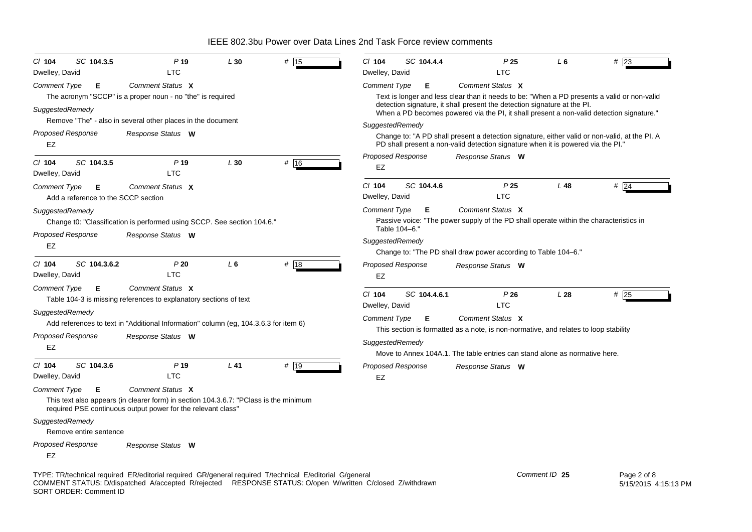**Cl** 104 **SC** 104.3.5 **P** 19 **L** 30 **#** 15

Dwelley, David — LTC

*Comment Type* **E** *Comment Status* **X**

The acronym "SCCP" is a proper noun - no "the" is required

*SuggestedRemedy*

Remove "The" - also in several other places in the document

*Proposed Response* *Response Status* **W**

EZ

---

**Cl** 104 **SC** 104.3.5 **P** 19 **L** 30 **#** 16

Dwelley, David — LTC

*Comment Type* **E** *Comment Status* **X**

Add a reference to the SCCP section

*SuggestedRemedy*

Change t0: "Classification is performed using SCCP. See section 104.6."

*Proposed Response* *Response Status* **W**

EZ

---

**Cl** 104 **SC** 104.3.6.2 **P** 20 **L** 6 **#** 18

Dwelley, David — LTC

*Comment Type* **E** *Comment Status* **X**

Table 104-3 is missing references to explanatory sections of text

*SuggestedRemedy*

Add references to text in "Additional Information" column (eg, 104.3.6.3 for item 6)

*Proposed Response* *Response Status* **W**

EZ

---

**Cl** 104 **SC** 104.3.6 **P** 19 **L** 41 **#** 19

Dwelley, David — LTC

*Comment Type* **E** *Comment Status* **X**

This text also appears (in clearer form) in section 104.3.6.7: "PClass is the minimum required PSE continuous output power for the relevant class"

*SuggestedRemedy*

Remove entire sentence

*Proposed Response* *Response Status* **W**

EZ

---

**Cl** 104 **SC** 104.4.4 **P** 25 **L** 6 **#** 23

Dwelley, David — LTC

*Comment Type* **E** *Comment Status* **X**

Text is longer and less clear than it needs to be: "When a PD presents a valid or non-valid detection signature, it shall present the detection signature at the PI. When a PD becomes powered via the PI, it shall present a non-valid detection signature."

*SuggestedRemedy*

Change to: "A PD shall present a detection signature, either valid or non-valid, at the PI. A PD shall present a non-valid detection signature when it is powered via the PI."

*Proposed Response* *Response Status* **W**

EZ

---

**Cl** 104 **SC** 104.4.6 **P** 25 **L** 48 **#** 24

Dwelley, David — LTC

*Comment Type* **E** *Comment Status* **X**

Passive voice: "The power supply of the PD shall operate within the characteristics in Table 104–6."

*SuggestedRemedy*

Change to: "The PD shall draw power according to Table 104–6."

*Proposed Response* *Response Status* **W**

EZ

---

**Cl** 104 **SC** 104.4.6.1 **P** 26 **L** 28 **#** 25

Dwelley, David — LTC

*Comment Type* **E** *Comment Status* **X**

This section is formatted as a note, is non-normative, and relates to loop stability

*SuggestedRemedy*

Move to Annex 104A.1. The table entries can stand alone as normative here.

*Proposed Response* *Response Status* **W**

EZ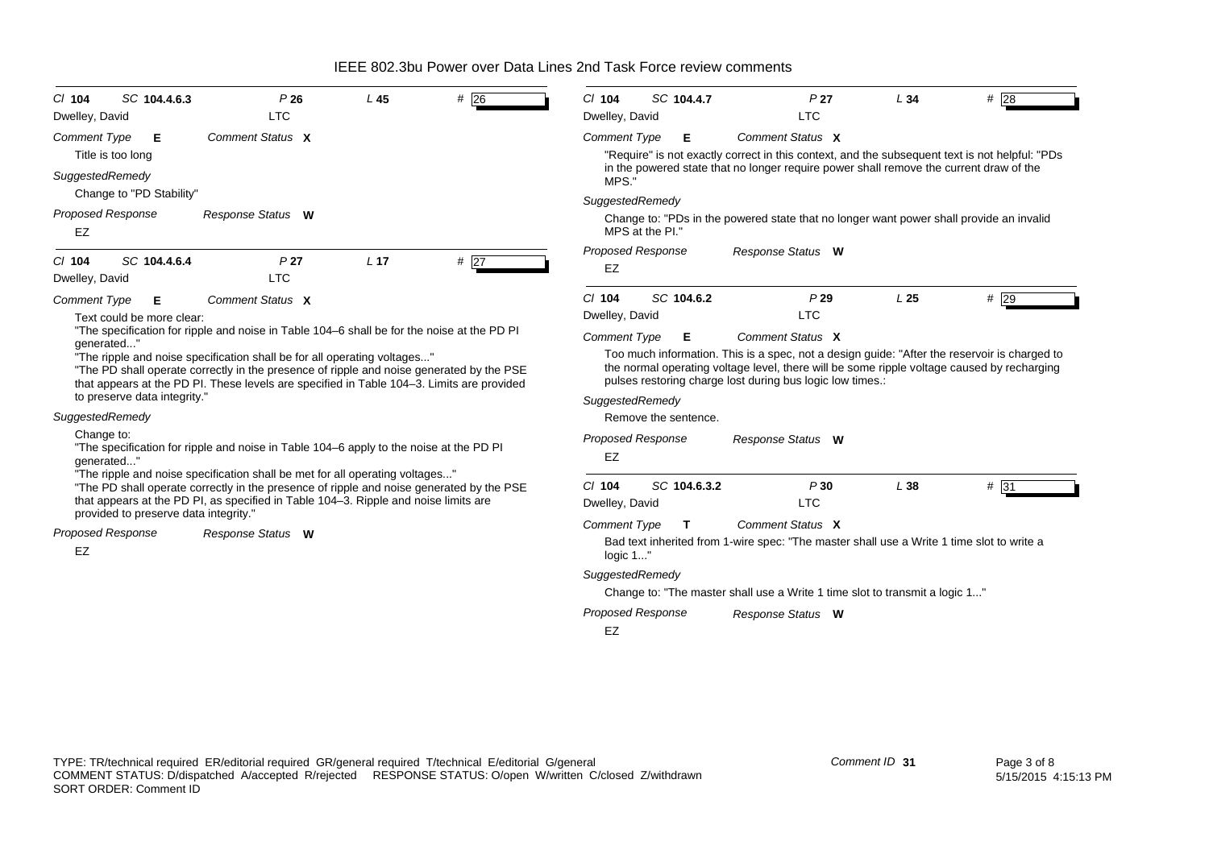*Cl* **104** *SC* **104.4.6.3** *P* **26** *L* **45** # 26

Dwelley, David LTC

*Comment Type* **E** *Comment Status* **X**

Title is too long

*SuggestedRemedy*

Change to "PD Stability"

*Proposed Response* *Response Status* **W**

EZ

---

*Cl* **104** *SC* **104.4.6.4** *P* **27** *L* **17** # 27

Dwelley, David LTC

*Comment Type* **E** *Comment Status* **X**

Text could be more clear:

"The specification for ripple and noise in Table 104–6 shall be for the noise at the PD PI generated..."

"The ripple and noise specification shall be for all operating voltages..."

"The PD shall operate correctly in the presence of ripple and noise generated by the PSE that appears at the PD PI. These levels are specified in Table 104–3. Limits are provided to preserve data integrity."

*SuggestedRemedy*

Change to:

"The specification for ripple and noise in Table 104–6 apply to the noise at the PD PI generated..."

"The ripple and noise specification shall be met for all operating voltages..."

"The PD shall operate correctly in the presence of ripple and noise generated by the PSE that appears at the PD PI, as specified in Table 104–3. Ripple and noise limits are provided to preserve data integrity."

*Proposed Response* *Response Status* **W**

EZ

---

*Cl* **104** *SC* **104.4.7** *P* **27** *L* **34** # 28

Dwelley, David LTC

*Comment Type* **E** *Comment Status* **X**

"Require" is not exactly correct in this context, and the subsequent text is not helpful: "PDs in the powered state that no longer require power shall remove the current draw of the MPS."

*SuggestedRemedy*

Change to: "PDs in the powered state that no longer want power shall provide an invalid MPS at the PI."

*Proposed Response* *Response Status* **W**

EZ

---

*Cl* **104** *SC* **104.6.2** *P* **29** *L* **25** # 29

Dwelley, David LTC

*Comment Type* **E** *Comment Status* **X**

Too much information. This is a spec, not a design guide: "After the reservoir is charged to the normal operating voltage level, there will be some ripple voltage caused by recharging pulses restoring charge lost during bus logic low times.:

*SuggestedRemedy*

Remove the sentence.

*Proposed Response* *Response Status* **W**

EZ

---

*Cl* **104** *SC* **104.6.3.2** *P* **30** *L* **38** # 31

Dwelley, David LTC

*Comment Type* **T** *Comment Status* **X**

Bad text inherited from 1-wire spec: "The master shall use a Write 1 time slot to write a logic 1..."

*SuggestedRemedy*

Change to: "The master shall use a Write 1 time slot to transmit a logic 1..."

*Proposed Response* *Response Status* **W**

EZ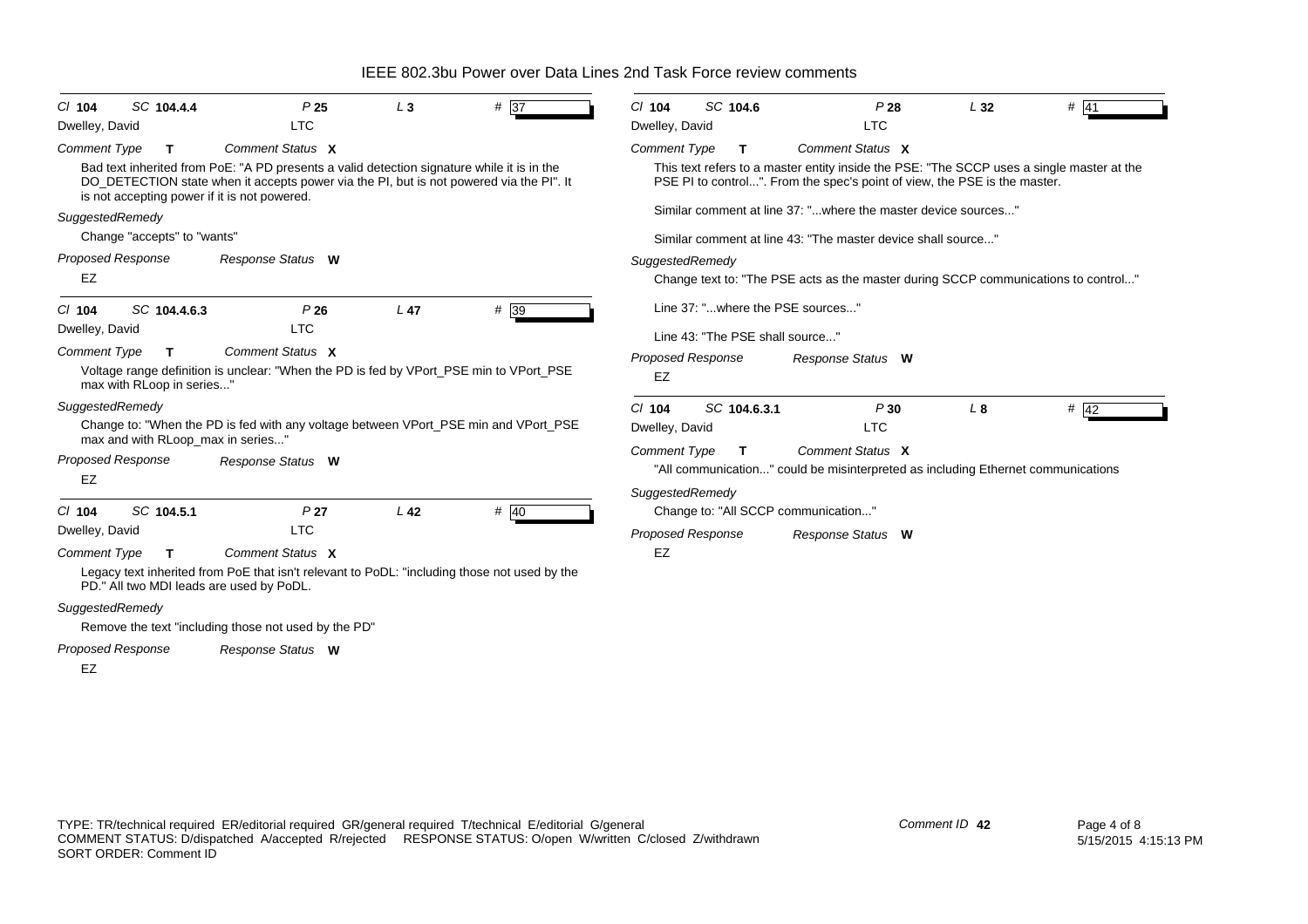IEEE 802.3bu Power over Data Lines 2nd Task Force review comments

Cl **104** SC **104.4.4** P **25** L **3** # 37

Dwelley, David — LTC

*Comment Type* **T** *Comment Status* **X**

Bad text inherited from PoE: "A PD presents a valid detection signature while it is in the DO_DETECTION state when it accepts power via the PI, but is not powered via the PI". It is not accepting power if it is not powered.

*SuggestedRemedy*

Change "accepts" to "wants"

*Proposed Response* *Response Status* **W**

EZ

---

Cl **104** SC **104.4.6.3** P **26** L **47** # 39

Dwelley, David — LTC

*Comment Type* **T** *Comment Status* **X**

Voltage range definition is unclear: "When the PD is fed by VPort_PSE min to VPort_PSE max with RLoop in series..."

*SuggestedRemedy*

Change to: "When the PD is fed with any voltage between VPort_PSE min and VPort_PSE max and with RLoop_max in series..."

*Proposed Response* *Response Status* **W**

EZ

---

Cl **104** SC **104.5.1** P **27** L **42** # 40

Dwelley, David — LTC

*Comment Type* **T** *Comment Status* **X**

Legacy text inherited from PoE that isn't relevant to PoDL: "including those not used by the PD." All two MDI leads are used by PoDL.

*SuggestedRemedy*

Remove the text "including those not used by the PD"

*Proposed Response* *Response Status* **W**

EZ

---

Cl **104** SC **104.6** P **28** L **32** # 41

Dwelley, David — LTC

*Comment Type* **T** *Comment Status* **X**

This text refers to a master entity inside the PSE: "The SCCP uses a single master at the PSE PI to control...". From the spec's point of view, the PSE is the master.

Similar comment at line 37: "...where the master device sources..."

Similar comment at line 43: "The master device shall source..."

*SuggestedRemedy*

Change text to: "The PSE acts as the master during SCCP communications to control..."

Line 37: "...where the PSE sources..."

Line 43: "The PSE shall source..."

*Proposed Response* *Response Status* **W**

EZ

---

Cl **104** SC **104.6.3.1** P **30** L **8** # 42

Dwelley, David — LTC

*Comment Type* **T** *Comment Status* **X**

"All communication..." could be misinterpreted as including Ethernet communications

*SuggestedRemedy*

Change to: "All SCCP communication..."

*Proposed Response* *Response Status* **W**

EZ

---

TYPE: TR/technical required ER/editorial required GR/general required T/technical E/editorial G/general
COMMENT STATUS: D/dispatched A/accepted R/rejected RESPONSE STATUS: O/open W/written C/closed Z/withdrawn
SORT ORDER: Comment ID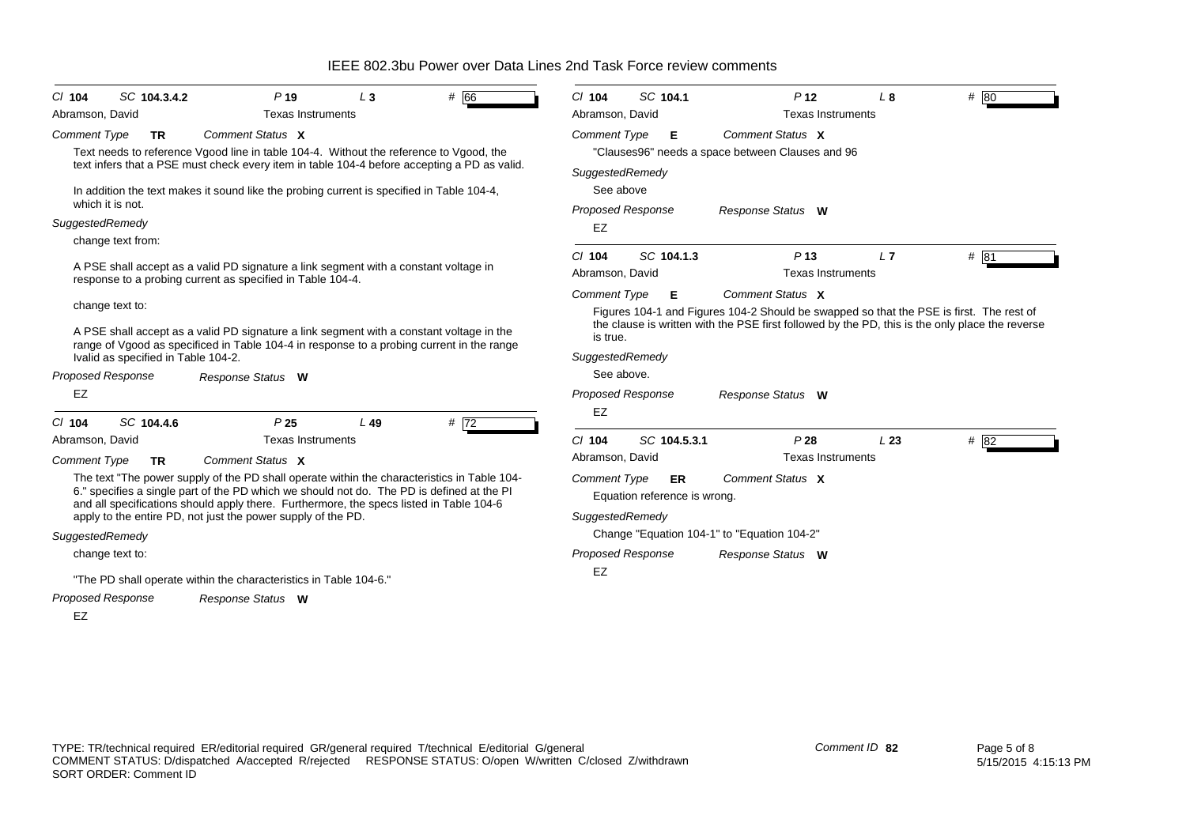*Cl* **104** *SC* **104.3.4.2** *P* **19** *L* **3** # **66**

Abramson, David — Texas Instruments

*Comment Type* **TR** *Comment Status* **X**

Text needs to reference Vgood line in table 104-4. Without the reference to Vgood, the text infers that a PSE must check every item in table 104-4 before accepting a PD as valid.

In addition the text makes it sound like the probing current is specified in Table 104-4, which it is not.

*SuggestedRemedy*

change text from:

A PSE shall accept as a valid PD signature a link segment with a constant voltage in response to a probing current as specified in Table 104-4.

change text to:

A PSE shall accept as a valid PD signature a link segment with a constant voltage in the range of Vgood as specificed in Table 104-4 in response to a probing current in the range Ivalid as specified in Table 104-2.

*Proposed Response* *Response Status* **W**

EZ

---

*Cl* **104** *SC* **104.4.6** *P* **25** *L* **49** # **72**

Abramson, David — Texas Instruments

*Comment Type* **TR** *Comment Status* **X**

The text "The power supply of the PD shall operate within the characteristics in Table 104-6." specifies a single part of the PD which we should not do. The PD is defined at the PI and all specifications should apply there. Furthermore, the specs listed in Table 104-6 apply to the entire PD, not just the power supply of the PD.

*SuggestedRemedy*

change text to:

"The PD shall operate within the characteristics in Table 104-6."

*Proposed Response* *Response Status* **W**

EZ

---

*Cl* **104** *SC* **104.1** *P* **12** *L* **8** # **80**

Abramson, David — Texas Instruments

*Comment Type* **E** *Comment Status* **X**

"Clauses96" needs a space between Clauses and 96

*SuggestedRemedy*

See above

*Proposed Response* *Response Status* **W**

EZ

---

*Cl* **104** *SC* **104.1.3** *P* **13** *L* **7** # **81**

Abramson, David — Texas Instruments

*Comment Type* **E** *Comment Status* **X**

Figures 104-1 and Figures 104-2 Should be swapped so that the PSE is first. The rest of the clause is written with the PSE first followed by the PD, this is the only place the reverse is true.

*SuggestedRemedy*

See above.

*Proposed Response* *Response Status* **W**

EZ

---

*Cl* **104** *SC* **104.5.3.1** *P* **28** *L* **23** # **82**

Abramson, David — Texas Instruments

*Comment Type* **ER** *Comment Status* **X**

Equation reference is wrong.

*SuggestedRemedy*

Change "Equation 104-1" to "Equation 104-2"

*Proposed Response* *Response Status* **W**

EZ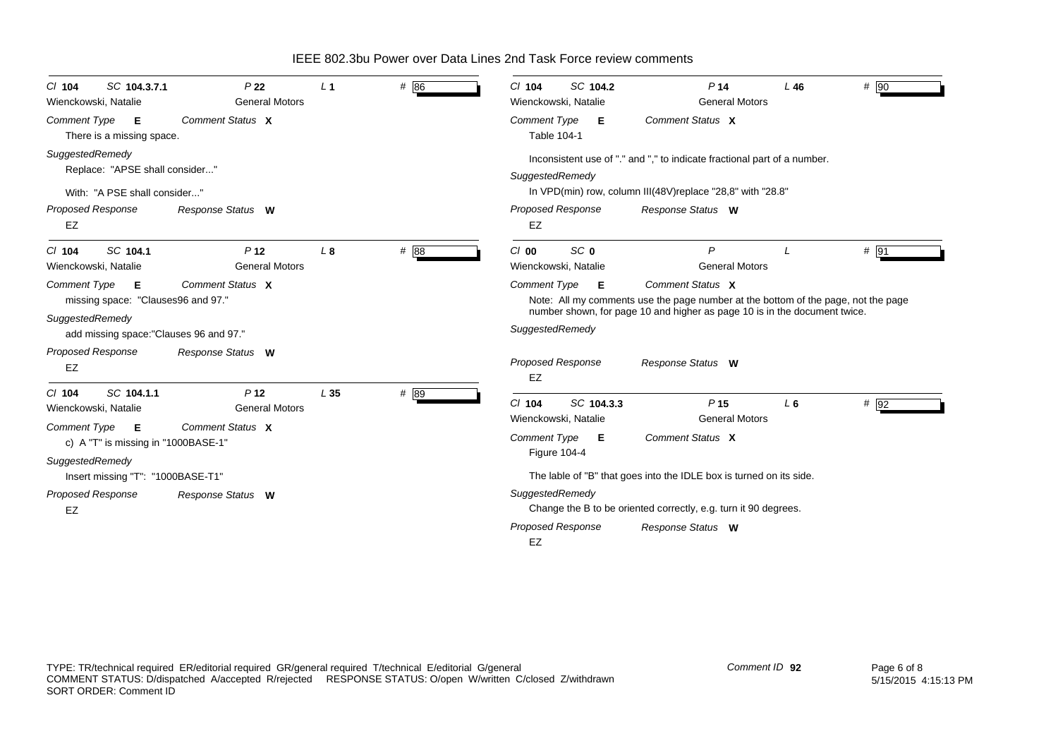# IEEE 802.3bu Power over Data Lines 2nd Task Force review comments

**Cl** 104 **SC** 104.3.7.1 **P** 22 **L** 1 **#** 86

Wienckowski, Natalie — General Motors

*Comment Type* **E** *Comment Status* **X**

There is a missing space.

*SuggestedRemedy*

Replace: "APSE shall consider..."

With: "A PSE shall consider..."

*Proposed Response* *Response Status* **W**

EZ

---

**Cl** 104 **SC** 104.1 **P** 12 **L** 8 **#** 88

Wienckowski, Natalie — General Motors

*Comment Type* **E** *Comment Status* **X**

missing space: "Clauses96 and 97."

*SuggestedRemedy*

add missing space:"Clauses 96 and 97."

*Proposed Response* *Response Status* **W**

EZ

---

**Cl** 104 **SC** 104.1.1 **P** 12 **L** 35 **#** 89

Wienckowski, Natalie — General Motors

*Comment Type* **E** *Comment Status* **X**

c) A "T" is missing in "1000BASE-1"

*SuggestedRemedy*

Insert missing "T": "1000BASE-T1"

*Proposed Response* *Response Status* **W**

EZ

---

**Cl** 104 **SC** 104.2 **P** 14 **L** 46 **#** 90

Wienckowski, Natalie — General Motors

*Comment Type* **E** *Comment Status* **X**

Table 104-1

Inconsistent use of "." and "," to indicate fractional part of a number.

*SuggestedRemedy*

In VPD(min) row, column III(48V)replace "28,8" with "28.8"

*Proposed Response* *Response Status* **W**

EZ

---

**Cl** 00 **SC** 0 **P** **L** **#** 91

Wienckowski, Natalie — General Motors

*Comment Type* **E** *Comment Status* **X**

Note: All my comments use the page number at the bottom of the page, not the page number shown, for page 10 and higher as page 10 is in the document twice.

*SuggestedRemedy*

*Proposed Response* *Response Status* **W**

EZ

---

**Cl** 104 **SC** 104.3.3 **P** 15 **L** 6 **#** 92

Wienckowski, Natalie — General Motors

*Comment Type* **E** *Comment Status* **X**

Figure 104-4

The lable of "B" that goes into the IDLE box is turned on its side.

*SuggestedRemedy*

Change the B to be oriented correctly, e.g. turn it 90 degrees.

*Proposed Response* *Response Status* **W**

EZ

---

TYPE: TR/technical required ER/editorial required GR/general required T/technical E/editorial G/general
COMMENT STATUS: D/dispatched A/accepted R/rejected RESPONSE STATUS: O/open W/written C/closed Z/withdrawn
SORT ORDER: Comment ID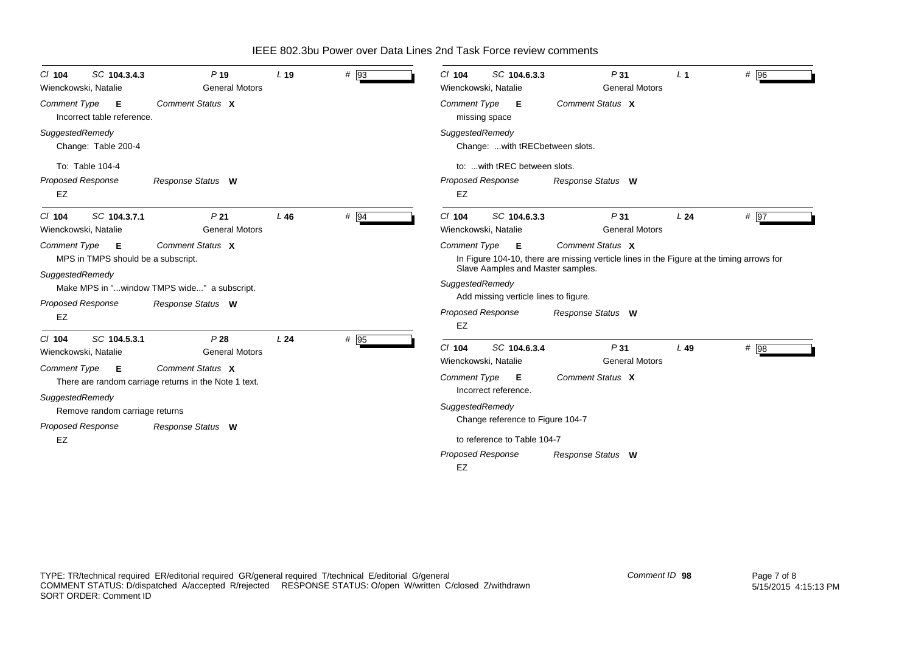# IEEE 802.3bu Power over Data Lines 2nd Task Force review comments

---

**Cl** 104 **SC** 104.3.4.3 **P** 19 **L** 19 **#** 93

Wienckowski, Natalie — General Motors

*Comment Type* **E** *Comment Status* **X**

Incorrect table reference.

*SuggestedRemedy*

Change: Table 200-4

To: Table 104-4

*Proposed Response* *Response Status* **W**

EZ

---

**Cl** 104 **SC** 104.3.7.1 **P** 21 **L** 46 **#** 94

Wienckowski, Natalie — General Motors

*Comment Type* **E** *Comment Status* **X**

MPS in TMPS should be a subscript.

*SuggestedRemedy*

Make MPS in "...window TMPS wide..." a subscript.

*Proposed Response* *Response Status* **W**

EZ

---

**Cl** 104 **SC** 104.5.3.1 **P** 28 **L** 24 **#** 95

Wienckowski, Natalie — General Motors

*Comment Type* **E** *Comment Status* **X**

There are random carriage returns in the Note 1 text.

*SuggestedRemedy*

Remove random carriage returns

*Proposed Response* *Response Status* **W**

EZ

---

**Cl** 104 **SC** 104.6.3.3 **P** 31 **L** 1 **#** 96

Wienckowski, Natalie — General Motors

*Comment Type* **E** *Comment Status* **X**

missing space

*SuggestedRemedy*

Change: ...with tRECbetween slots.

to: ...with tREC between slots.

*Proposed Response* *Response Status* **W**

EZ

---

**Cl** 104 **SC** 104.6.3.3 **P** 31 **L** 24 **#** 97

Wienckowski, Natalie — General Motors

*Comment Type* **E** *Comment Status* **X**

In Figure 104-10, there are missing verticle lines in the Figure at the timing arrows for Slave Aamples and Master samples.

*SuggestedRemedy*

Add missing verticle lines to figure.

*Proposed Response* *Response Status* **W**

EZ

---

**Cl** 104 **SC** 104.6.3.4 **P** 31 **L** 49 **#** 98

Wienckowski, Natalie — General Motors

*Comment Type* **E** *Comment Status* **X**

Incorrect reference.

*SuggestedRemedy*

Change reference to Figure 104-7

to reference to Table 104-7

*Proposed Response* *Response Status* **W**

EZ

---

TYPE: TR/technical required ER/editorial required GR/general required T/technical E/editorial G/general
COMMENT STATUS: D/dispatched A/accepted R/rejected RESPONSE STATUS: O/open W/written C/closed Z/withdrawn
SORT ORDER: Comment ID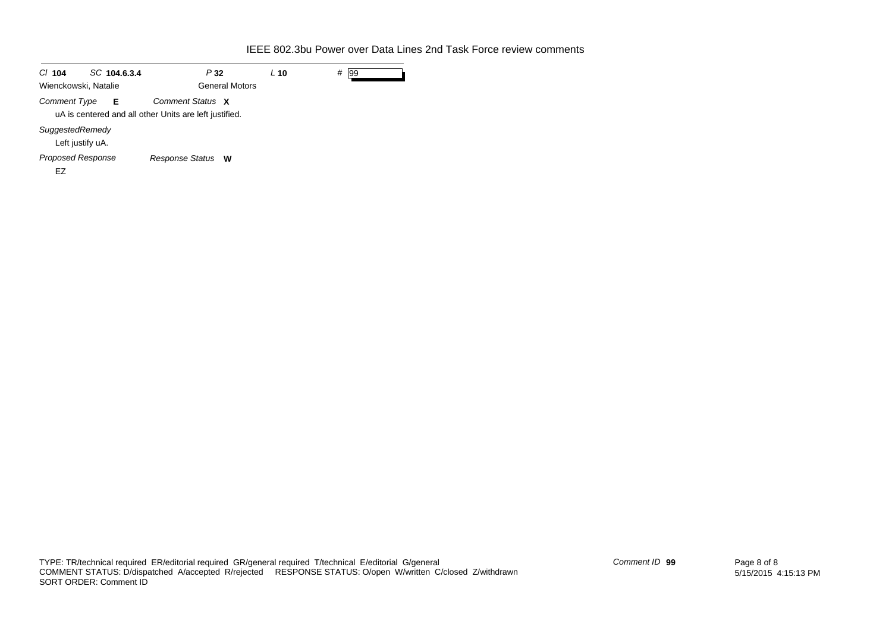*Cl* **104** *SC* **104.6.3.4** *P* **32** *L* **10** # 99

Wienckowski, Natalie General Motors

*Comment Type* **E** *Comment Status* **X**

uA is centered and all other Units are left justified.

*SuggestedRemedy*

Left justify uA.

*Proposed Response* *Response Status* **W**

EZ

TYPE: TR/technical required ER/editorial required GR/general required T/technical E/editorial G/general
COMMENT STATUS: D/dispatched A/accepted R/rejected RESPONSE STATUS: O/open W/written C/closed Z/withdrawn
SORT ORDER: Comment ID

*Comment ID* **99**